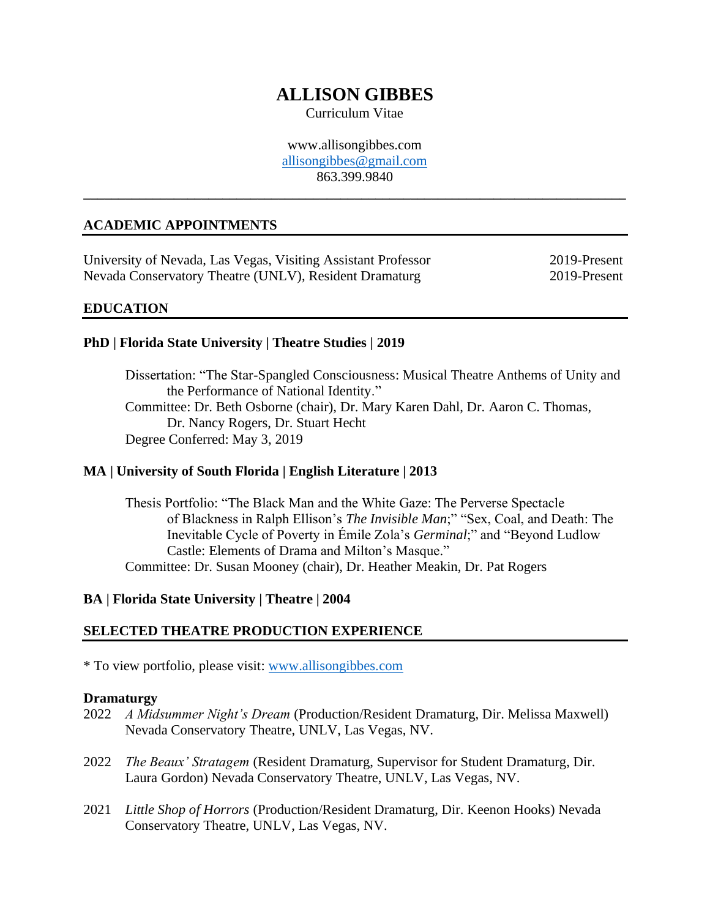# ALLISON GIBBES

Curriculum Vitae

www.allisongibbes.com
allisongibbes@gmail.com
863.399.9840

---

## ACADEMIC APPOINTMENTS

University of Nevada, Las Vegas, Visiting Assistant Professor — 2019-Present
Nevada Conservatory Theatre (UNLV), Resident Dramaturg — 2019-Present

## EDUCATION

### PhD | Florida State University | Theatre Studies | 2019

Dissertation: "The Star-Spangled Consciousness: Musical Theatre Anthems of Unity and the Performance of National Identity."
Committee: Dr. Beth Osborne (chair), Dr. Mary Karen Dahl, Dr. Aaron C. Thomas, Dr. Nancy Rogers, Dr. Stuart Hecht
Degree Conferred: May 3, 2019

### MA | University of South Florida | English Literature | 2013

Thesis Portfolio: "The Black Man and the White Gaze: The Perverse Spectacle of Blackness in Ralph Ellison's *The Invisible Man*;" "Sex, Coal, and Death: The Inevitable Cycle of Poverty in Émile Zola's *Germinal*;" and "Beyond Ludlow Castle: Elements of Drama and Milton's Masque."
Committee: Dr. Susan Mooney (chair), Dr. Heather Meakin, Dr. Pat Rogers

### BA | Florida State University | Theatre | 2004

## SELECTED THEATRE PRODUCTION EXPERIENCE

* To view portfolio, please visit: www.allisongibbes.com

**Dramaturgy**

2022 *A Midsummer Night's Dream* (Production/Resident Dramaturg, Dir. Melissa Maxwell) Nevada Conservatory Theatre, UNLV, Las Vegas, NV.

2022 *The Beaux' Stratagem* (Resident Dramaturg, Supervisor for Student Dramaturg, Dir. Laura Gordon) Nevada Conservatory Theatre, UNLV, Las Vegas, NV.

2021 *Little Shop of Horrors* (Production/Resident Dramaturg, Dir. Keenon Hooks) Nevada Conservatory Theatre, UNLV, Las Vegas, NV.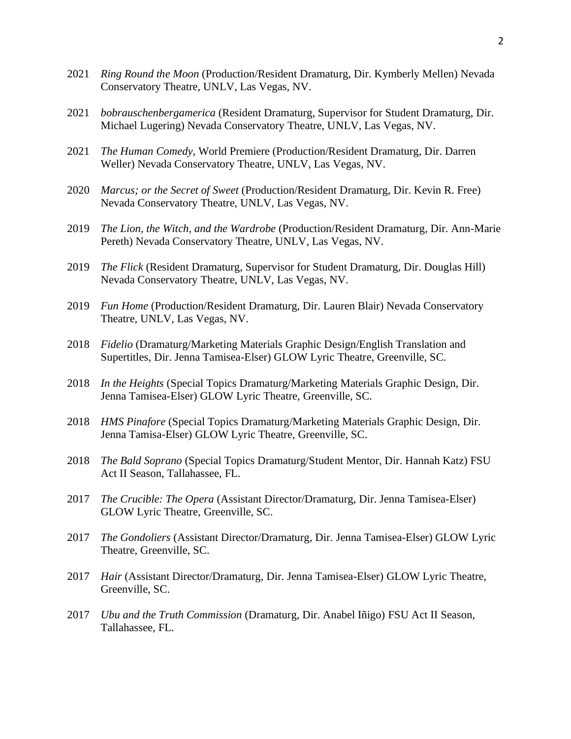2021 *Ring Round the Moon* (Production/Resident Dramaturg, Dir. Kymberly Mellen) Nevada Conservatory Theatre, UNLV, Las Vegas, NV.

2021 *bobrauschenbergamerica* (Resident Dramaturg, Supervisor for Student Dramaturg, Dir. Michael Lugering) Nevada Conservatory Theatre, UNLV, Las Vegas, NV.

2021 *The Human Comedy*, World Premiere (Production/Resident Dramaturg, Dir. Darren Weller) Nevada Conservatory Theatre, UNLV, Las Vegas, NV.

2020 *Marcus; or the Secret of Sweet* (Production/Resident Dramaturg, Dir. Kevin R. Free) Nevada Conservatory Theatre, UNLV, Las Vegas, NV.

2019 *The Lion, the Witch, and the Wardrobe* (Production/Resident Dramaturg, Dir. Ann-Marie Pereth) Nevada Conservatory Theatre, UNLV, Las Vegas, NV.

2019 *The Flick* (Resident Dramaturg, Supervisor for Student Dramaturg, Dir. Douglas Hill) Nevada Conservatory Theatre, UNLV, Las Vegas, NV.

2019 *Fun Home* (Production/Resident Dramaturg, Dir. Lauren Blair) Nevada Conservatory Theatre, UNLV, Las Vegas, NV.

2018 *Fidelio* (Dramaturg/Marketing Materials Graphic Design/English Translation and Supertitles, Dir. Jenna Tamisea-Elser) GLOW Lyric Theatre, Greenville, SC.

2018 *In the Heights* (Special Topics Dramaturg/Marketing Materials Graphic Design, Dir. Jenna Tamisea-Elser) GLOW Lyric Theatre, Greenville, SC.

2018 *HMS Pinafore* (Special Topics Dramaturg/Marketing Materials Graphic Design, Dir. Jenna Tamisa-Elser) GLOW Lyric Theatre, Greenville, SC.

2018 *The Bald Soprano* (Special Topics Dramaturg/Student Mentor, Dir. Hannah Katz) FSU Act II Season, Tallahassee, FL.

2017 *The Crucible: The Opera* (Assistant Director/Dramaturg, Dir. Jenna Tamisea-Elser) GLOW Lyric Theatre, Greenville, SC.

2017 *The Gondoliers* (Assistant Director/Dramaturg, Dir. Jenna Tamisea-Elser) GLOW Lyric Theatre, Greenville, SC.

2017 *Hair* (Assistant Director/Dramaturg, Dir. Jenna Tamisea-Elser) GLOW Lyric Theatre, Greenville, SC.

2017 *Ubu and the Truth Commission* (Dramaturg, Dir. Anabel Iñigo) FSU Act II Season, Tallahassee, FL.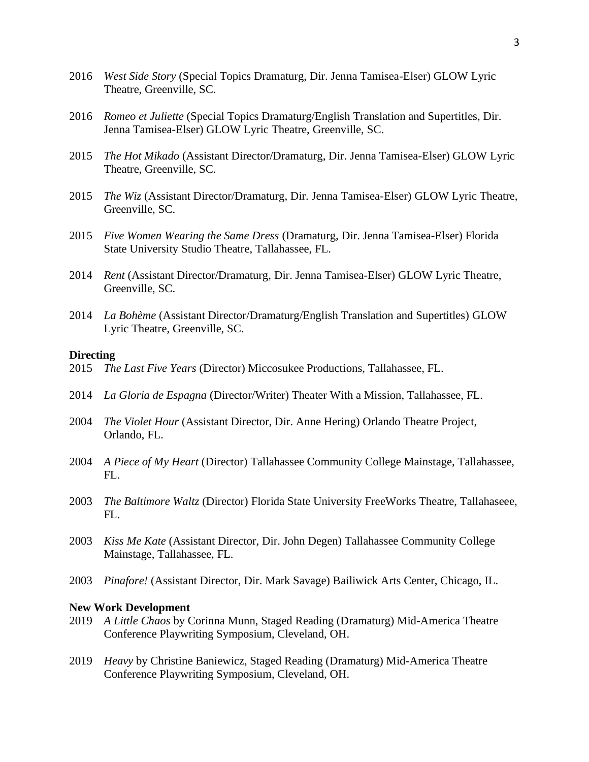2016 *West Side Story* (Special Topics Dramaturg, Dir. Jenna Tamisea-Elser) GLOW Lyric Theatre, Greenville, SC.

2016 *Romeo et Juliette* (Special Topics Dramaturg/English Translation and Supertitles, Dir. Jenna Tamisea-Elser) GLOW Lyric Theatre, Greenville, SC.

2015 *The Hot Mikado* (Assistant Director/Dramaturg, Dir. Jenna Tamisea-Elser) GLOW Lyric Theatre, Greenville, SC.

2015 *The Wiz* (Assistant Director/Dramaturg, Dir. Jenna Tamisea-Elser) GLOW Lyric Theatre, Greenville, SC.

2015 *Five Women Wearing the Same Dress* (Dramaturg, Dir. Jenna Tamisea-Elser) Florida State University Studio Theatre, Tallahassee, FL.

2014 *Rent* (Assistant Director/Dramaturg, Dir. Jenna Tamisea-Elser) GLOW Lyric Theatre, Greenville, SC.

2014 *La Bohème* (Assistant Director/Dramaturg/English Translation and Supertitles) GLOW Lyric Theatre, Greenville, SC.

**Directing**

2015 *The Last Five Years* (Director) Miccosukee Productions, Tallahassee, FL.

2014 *La Gloria de Espagna* (Director/Writer) Theater With a Mission, Tallahassee, FL.

2004 *The Violet Hour* (Assistant Director, Dir. Anne Hering) Orlando Theatre Project, Orlando, FL.

2004 *A Piece of My Heart* (Director) Tallahassee Community College Mainstage, Tallahassee, FL.

2003 *The Baltimore Waltz* (Director) Florida State University FreeWorks Theatre, Tallahaseee, FL.

2003 *Kiss Me Kate* (Assistant Director, Dir. John Degen) Tallahassee Community College Mainstage, Tallahassee, FL.

2003 *Pinafore!* (Assistant Director, Dir. Mark Savage) Bailiwick Arts Center, Chicago, IL.

**New Work Development**

2019 *A Little Chaos* by Corinna Munn, Staged Reading (Dramaturg) Mid-America Theatre Conference Playwriting Symposium, Cleveland, OH.

2019 *Heavy* by Christine Baniewicz, Staged Reading (Dramaturg) Mid-America Theatre Conference Playwriting Symposium, Cleveland, OH.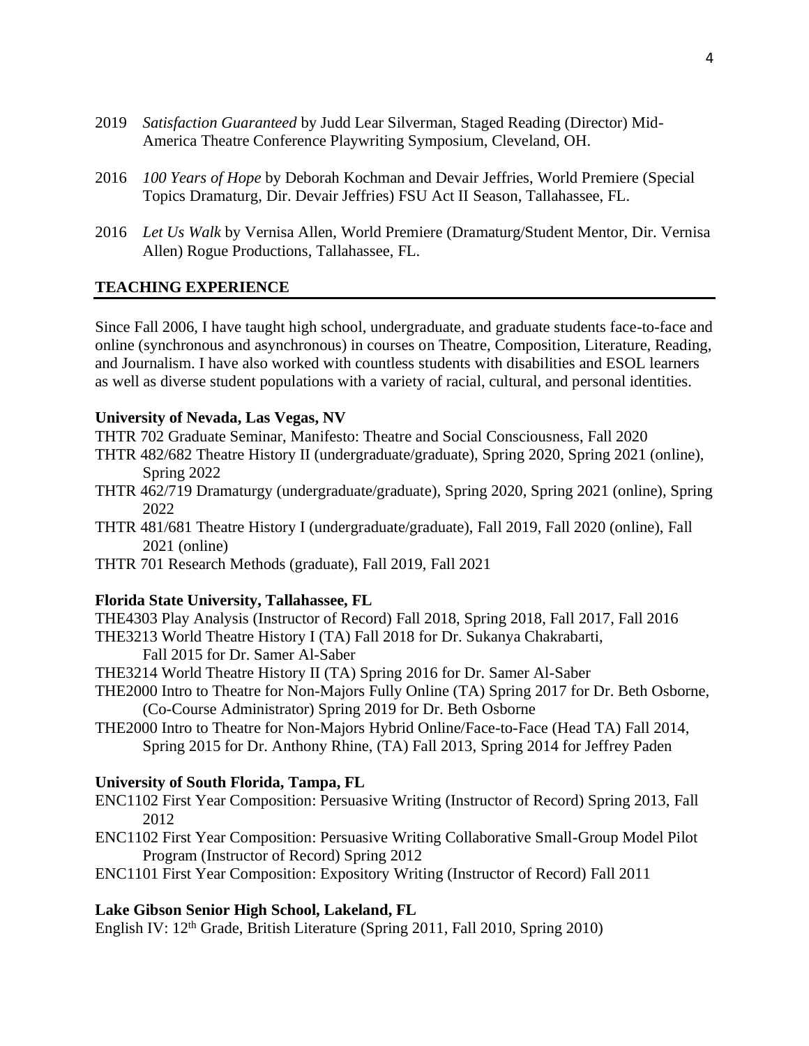2019 *Satisfaction Guaranteed* by Judd Lear Silverman, Staged Reading (Director) Mid-America Theatre Conference Playwriting Symposium, Cleveland, OH.

2016 *100 Years of Hope* by Deborah Kochman and Devair Jeffries, World Premiere (Special Topics Dramaturg, Dir. Devair Jeffries) FSU Act II Season, Tallahassee, FL.

2016 *Let Us Walk* by Vernisa Allen, World Premiere (Dramaturg/Student Mentor, Dir. Vernisa Allen) Rogue Productions, Tallahassee, FL.

## TEACHING EXPERIENCE

Since Fall 2006, I have taught high school, undergraduate, and graduate students face-to-face and online (synchronous and asynchronous) in courses on Theatre, Composition, Literature, Reading, and Journalism. I have also worked with countless students with disabilities and ESOL learners as well as diverse student populations with a variety of racial, cultural, and personal identities.

### University of Nevada, Las Vegas, NV

THTR 702 Graduate Seminar, Manifesto: Theatre and Social Consciousness, Fall 2020
THTR 482/682 Theatre History II (undergraduate/graduate), Spring 2020, Spring 2021 (online), Spring 2022
THTR 462/719 Dramaturgy (undergraduate/graduate), Spring 2020, Spring 2021 (online), Spring 2022
THTR 481/681 Theatre History I (undergraduate/graduate), Fall 2019, Fall 2020 (online), Fall 2021 (online)
THTR 701 Research Methods (graduate), Fall 2019, Fall 2021

### Florida State University, Tallahassee, FL

THE4303 Play Analysis (Instructor of Record) Fall 2018, Spring 2018, Fall 2017, Fall 2016
THE3213 World Theatre History I (TA) Fall 2018 for Dr. Sukanya Chakrabarti, Fall 2015 for Dr. Samer Al-Saber
THE3214 World Theatre History II (TA) Spring 2016 for Dr. Samer Al-Saber
THE2000 Intro to Theatre for Non-Majors Fully Online (TA) Spring 2017 for Dr. Beth Osborne, (Co-Course Administrator) Spring 2019 for Dr. Beth Osborne
THE2000 Intro to Theatre for Non-Majors Hybrid Online/Face-to-Face (Head TA) Fall 2014, Spring 2015 for Dr. Anthony Rhine, (TA) Fall 2013, Spring 2014 for Jeffrey Paden

### University of South Florida, Tampa, FL

ENC1102 First Year Composition: Persuasive Writing (Instructor of Record) Spring 2013, Fall 2012
ENC1102 First Year Composition: Persuasive Writing Collaborative Small-Group Model Pilot Program (Instructor of Record) Spring 2012
ENC1101 First Year Composition: Expository Writing (Instructor of Record) Fall 2011

### Lake Gibson Senior High School, Lakeland, FL

English IV: 12th Grade, British Literature (Spring 2011, Fall 2010, Spring 2010)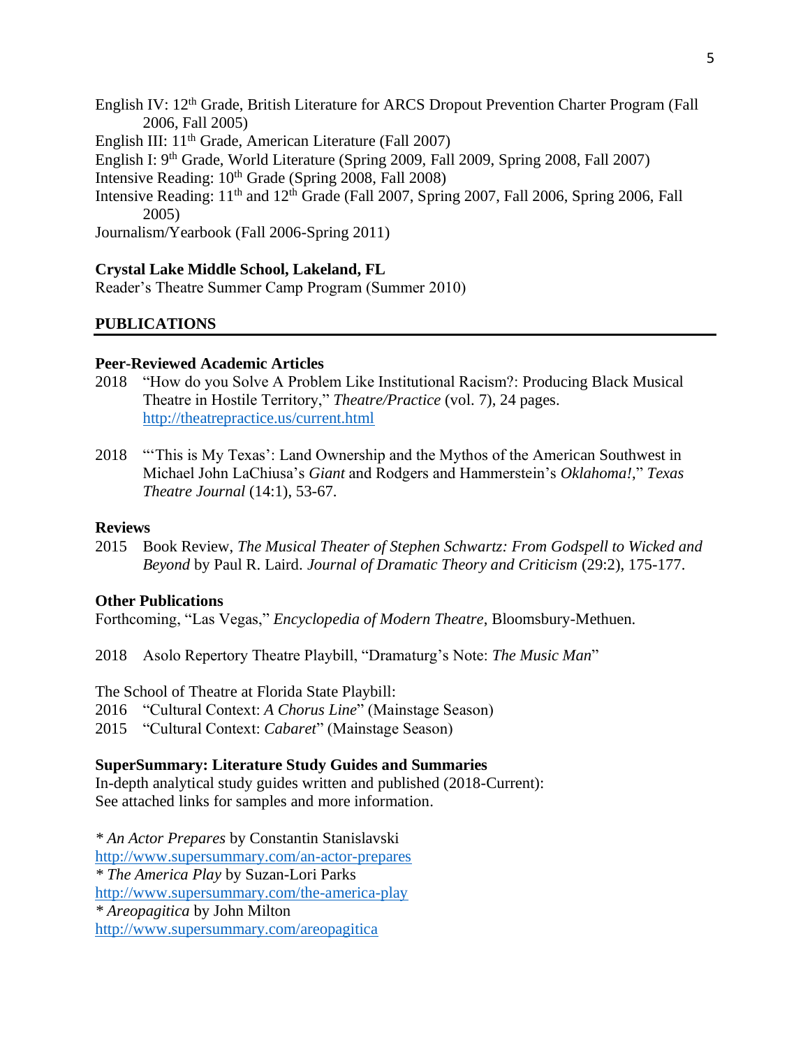English IV: 12th Grade, British Literature for ARCS Dropout Prevention Charter Program (Fall 2006, Fall 2005)
English III: 11th Grade, American Literature (Fall 2007)
English I: 9th Grade, World Literature (Spring 2009, Fall 2009, Spring 2008, Fall 2007)
Intensive Reading: 10th Grade (Spring 2008, Fall 2008)
Intensive Reading: 11th and 12th Grade (Fall 2007, Spring 2007, Fall 2006, Spring 2006, Fall 2005)
Journalism/Yearbook (Fall 2006-Spring 2011)

**Crystal Lake Middle School, Lakeland, FL**
Reader's Theatre Summer Camp Program (Summer 2010)

## PUBLICATIONS

### Peer-Reviewed Academic Articles

2018 "How do you Solve A Problem Like Institutional Racism?: Producing Black Musical Theatre in Hostile Territory," *Theatre/Practice* (vol. 7), 24 pages. http://theatrepractice.us/current.html

2018 "'This is My Texas': Land Ownership and the Mythos of the American Southwest in Michael John LaChiusa's *Giant* and Rodgers and Hammerstein's *Oklahoma!*," *Texas Theatre Journal* (14:1), 53-67.

### Reviews

2015 Book Review, *The Musical Theater of Stephen Schwartz: From Godspell to Wicked and Beyond* by Paul R. Laird. *Journal of Dramatic Theory and Criticism* (29:2), 175-177.

### Other Publications

Forthcoming, "Las Vegas," *Encyclopedia of Modern Theatre*, Bloomsbury-Methuen.

2018 Asolo Repertory Theatre Playbill, "Dramaturg's Note: *The Music Man*"

The School of Theatre at Florida State Playbill:
2016 "Cultural Context: *A Chorus Line*" (Mainstage Season)
2015 "Cultural Context: *Cabaret*" (Mainstage Season)

### SuperSummary: Literature Study Guides and Summaries

In-depth analytical study guides written and published (2018-Current):
See attached links for samples and more information.

* *An Actor Prepares* by Constantin Stanislavski
http://www.supersummary.com/an-actor-prepares
* *The America Play* by Suzan-Lori Parks
http://www.supersummary.com/the-america-play
* *Areopagitica* by John Milton
http://www.supersummary.com/areopagitica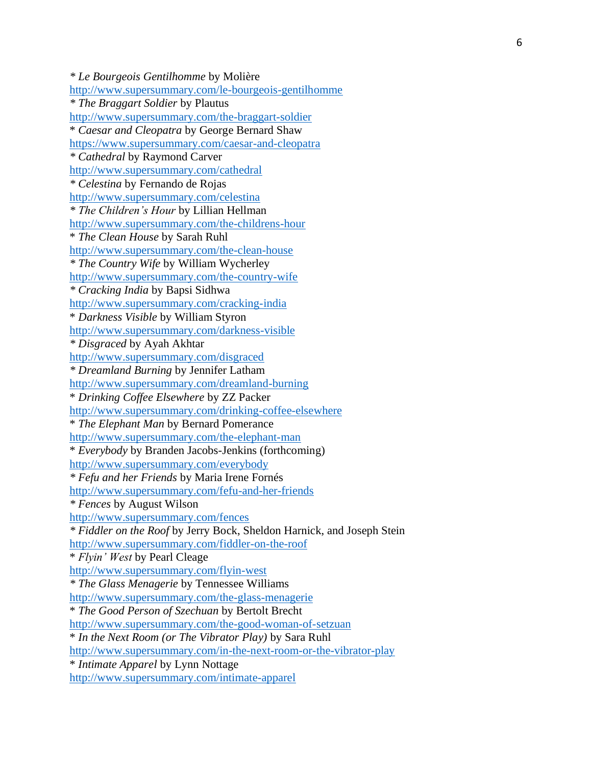* *Le Bourgeois Gentilhomme* by Molière
http://www.supersummary.com/le-bourgeois-gentilhomme
* *The Braggart Soldier* by Plautus
http://www.supersummary.com/the-braggart-soldier
* *Caesar and Cleopatra* by George Bernard Shaw
https://www.supersummary.com/caesar-and-cleopatra
* *Cathedral* by Raymond Carver
http://www.supersummary.com/cathedral
* *Celestina* by Fernando de Rojas
http://www.supersummary.com/celestina
* *The Children's Hour* by Lillian Hellman
http://www.supersummary.com/the-childrens-hour
* *The Clean House* by Sarah Ruhl
http://www.supersummary.com/the-clean-house
* *The Country Wife* by William Wycherley
http://www.supersummary.com/the-country-wife
* *Cracking India* by Bapsi Sidhwa
http://www.supersummary.com/cracking-india
* *Darkness Visible* by William Styron
http://www.supersummary.com/darkness-visible
* *Disgraced* by Ayah Akhtar
http://www.supersummary.com/disgraced
* *Dreamland Burning* by Jennifer Latham
http://www.supersummary.com/dreamland-burning
* *Drinking Coffee Elsewhere* by ZZ Packer
http://www.supersummary.com/drinking-coffee-elsewhere
* *The Elephant Man* by Bernard Pomerance
http://www.supersummary.com/the-elephant-man
* *Everybody* by Branden Jacobs-Jenkins (forthcoming)
http://www.supersummary.com/everybody
* *Fefu and her Friends* by Maria Irene Fornés
http://www.supersummary.com/fefu-and-her-friends
* *Fences* by August Wilson
http://www.supersummary.com/fences
* *Fiddler on the Roof* by Jerry Bock, Sheldon Harnick, and Joseph Stein
http://www.supersummary.com/fiddler-on-the-roof
* *Flyin' West* by Pearl Cleage
http://www.supersummary.com/flyin-west
* *The Glass Menagerie* by Tennessee Williams
http://www.supersummary.com/the-glass-menagerie
* *The Good Person of Szechuan* by Bertolt Brecht
http://www.supersummary.com/the-good-woman-of-setzuan
* *In the Next Room (or The Vibrator Play)* by Sara Ruhl
http://www.supersummary.com/in-the-next-room-or-the-vibrator-play
* *Intimate Apparel* by Lynn Nottage
http://www.supersummary.com/intimate-apparel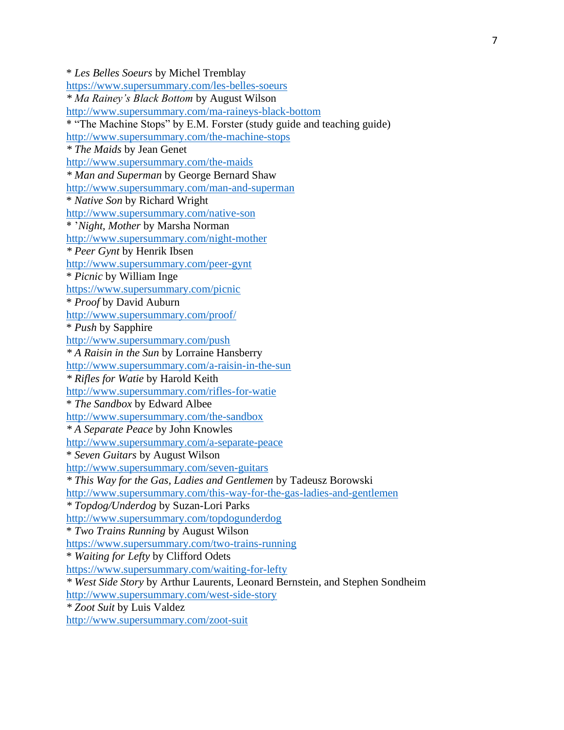* *Les Belles Soeurs* by Michel Tremblay
https://www.supersummary.com/les-belles-soeurs
* *Ma Rainey's Black Bottom* by August Wilson
http://www.supersummary.com/ma-raineys-black-bottom
* "The Machine Stops" by E.M. Forster (study guide and teaching guide)
http://www.supersummary.com/the-machine-stops
* *The Maids* by Jean Genet
http://www.supersummary.com/the-maids
* *Man and Superman* by George Bernard Shaw
http://www.supersummary.com/man-and-superman
* *Native Son* by Richard Wright
http://www.supersummary.com/native-son
* *'Night, Mother* by Marsha Norman
http://www.supersummary.com/night-mother
* *Peer Gynt* by Henrik Ibsen
http://www.supersummary.com/peer-gynt
* *Picnic* by William Inge
https://www.supersummary.com/picnic
* *Proof* by David Auburn
http://www.supersummary.com/proof/
* *Push* by Sapphire
http://www.supersummary.com/push
* *A Raisin in the Sun* by Lorraine Hansberry
http://www.supersummary.com/a-raisin-in-the-sun
* *Rifles for Watie* by Harold Keith
http://www.supersummary.com/rifles-for-watie
* *The Sandbox* by Edward Albee
http://www.supersummary.com/the-sandbox
* *A Separate Peace* by John Knowles
http://www.supersummary.com/a-separate-peace
* *Seven Guitars* by August Wilson
http://www.supersummary.com/seven-guitars
* *This Way for the Gas, Ladies and Gentlemen* by Tadeusz Borowski
http://www.supersummary.com/this-way-for-the-gas-ladies-and-gentlemen
* *Topdog/Underdog* by Suzan-Lori Parks
http://www.supersummary.com/topdogunderdog
* *Two Trains Running* by August Wilson
https://www.supersummary.com/two-trains-running
* *Waiting for Lefty* by Clifford Odets
https://www.supersummary.com/waiting-for-lefty
* *West Side Story* by Arthur Laurents, Leonard Bernstein, and Stephen Sondheim
http://www.supersummary.com/west-side-story
* *Zoot Suit* by Luis Valdez
http://www.supersummary.com/zoot-suit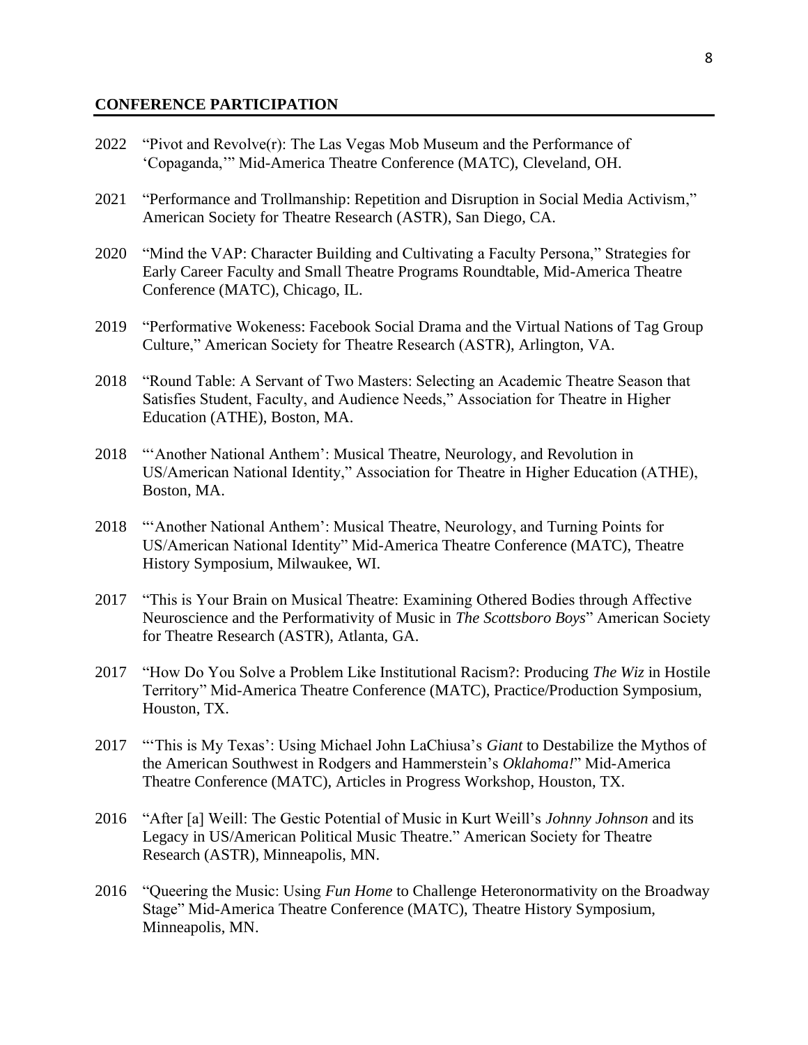## CONFERENCE PARTICIPATION

2022 "Pivot and Revolve(r): The Las Vegas Mob Museum and the Performance of 'Copaganda,'" Mid-America Theatre Conference (MATC), Cleveland, OH.

2021 "Performance and Trollmanship: Repetition and Disruption in Social Media Activism," American Society for Theatre Research (ASTR), San Diego, CA.

2020 "Mind the VAP: Character Building and Cultivating a Faculty Persona," Strategies for Early Career Faculty and Small Theatre Programs Roundtable, Mid-America Theatre Conference (MATC), Chicago, IL.

2019 "Performative Wokeness: Facebook Social Drama and the Virtual Nations of Tag Group Culture," American Society for Theatre Research (ASTR), Arlington, VA.

2018 "Round Table: A Servant of Two Masters: Selecting an Academic Theatre Season that Satisfies Student, Faculty, and Audience Needs," Association for Theatre in Higher Education (ATHE), Boston, MA.

2018 "'Another National Anthem': Musical Theatre, Neurology, and Revolution in US/American National Identity," Association for Theatre in Higher Education (ATHE), Boston, MA.

2018 "'Another National Anthem': Musical Theatre, Neurology, and Turning Points for US/American National Identity" Mid-America Theatre Conference (MATC), Theatre History Symposium, Milwaukee, WI.

2017 "This is Your Brain on Musical Theatre: Examining Othered Bodies through Affective Neuroscience and the Performativity of Music in *The Scottsboro Boys*" American Society for Theatre Research (ASTR), Atlanta, GA.

2017 "How Do You Solve a Problem Like Institutional Racism?: Producing *The Wiz* in Hostile Territory" Mid-America Theatre Conference (MATC), Practice/Production Symposium, Houston, TX.

2017 "'This is My Texas': Using Michael John LaChiusa's *Giant* to Destabilize the Mythos of the American Southwest in Rodgers and Hammerstein's *Oklahoma!*" Mid-America Theatre Conference (MATC), Articles in Progress Workshop, Houston, TX.

2016 "After [a] Weill: The Gestic Potential of Music in Kurt Weill's *Johnny Johnson* and its Legacy in US/American Political Music Theatre." American Society for Theatre Research (ASTR), Minneapolis, MN.

2016 "Queering the Music: Using *Fun Home* to Challenge Heteronormativity on the Broadway Stage" Mid-America Theatre Conference (MATC), Theatre History Symposium, Minneapolis, MN.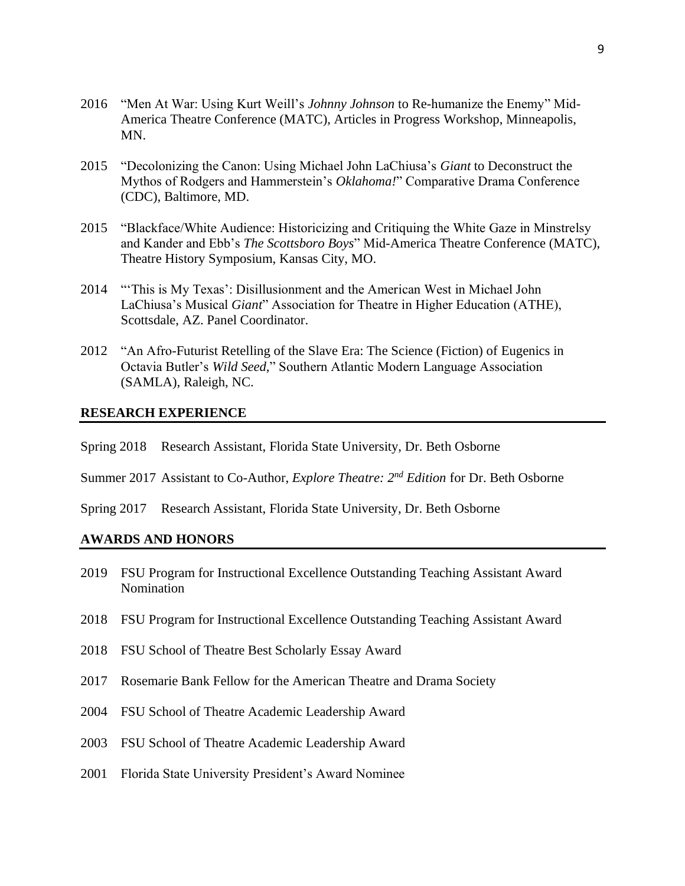2016 "Men At War: Using Kurt Weill's *Johnny Johnson* to Re-humanize the Enemy" Mid-America Theatre Conference (MATC), Articles in Progress Workshop, Minneapolis, MN.

2015 "Decolonizing the Canon: Using Michael John LaChiusa's *Giant* to Deconstruct the Mythos of Rodgers and Hammerstein's *Oklahoma!*" Comparative Drama Conference (CDC), Baltimore, MD.

2015 "Blackface/White Audience: Historicizing and Critiquing the White Gaze in Minstrelsy and Kander and Ebb's *The Scottsboro Boys*" Mid-America Theatre Conference (MATC), Theatre History Symposium, Kansas City, MO.

2014 "'This is My Texas': Disillusionment and the American West in Michael John LaChiusa's Musical *Giant*" Association for Theatre in Higher Education (ATHE), Scottsdale, AZ. Panel Coordinator.

2012 "An Afro-Futurist Retelling of the Slave Era: The Science (Fiction) of Eugenics in Octavia Butler's *Wild Seed*," Southern Atlantic Modern Language Association (SAMLA), Raleigh, NC.

## RESEARCH EXPERIENCE

Spring 2018 Research Assistant, Florida State University, Dr. Beth Osborne

Summer 2017 Assistant to Co-Author, *Explore Theatre: 2nd Edition* for Dr. Beth Osborne

Spring 2017 Research Assistant, Florida State University, Dr. Beth Osborne

## AWARDS AND HONORS

2019 FSU Program for Instructional Excellence Outstanding Teaching Assistant Award Nomination

2018 FSU Program for Instructional Excellence Outstanding Teaching Assistant Award

2018 FSU School of Theatre Best Scholarly Essay Award

2017 Rosemarie Bank Fellow for the American Theatre and Drama Society

2004 FSU School of Theatre Academic Leadership Award

2003 FSU School of Theatre Academic Leadership Award

2001 Florida State University President's Award Nominee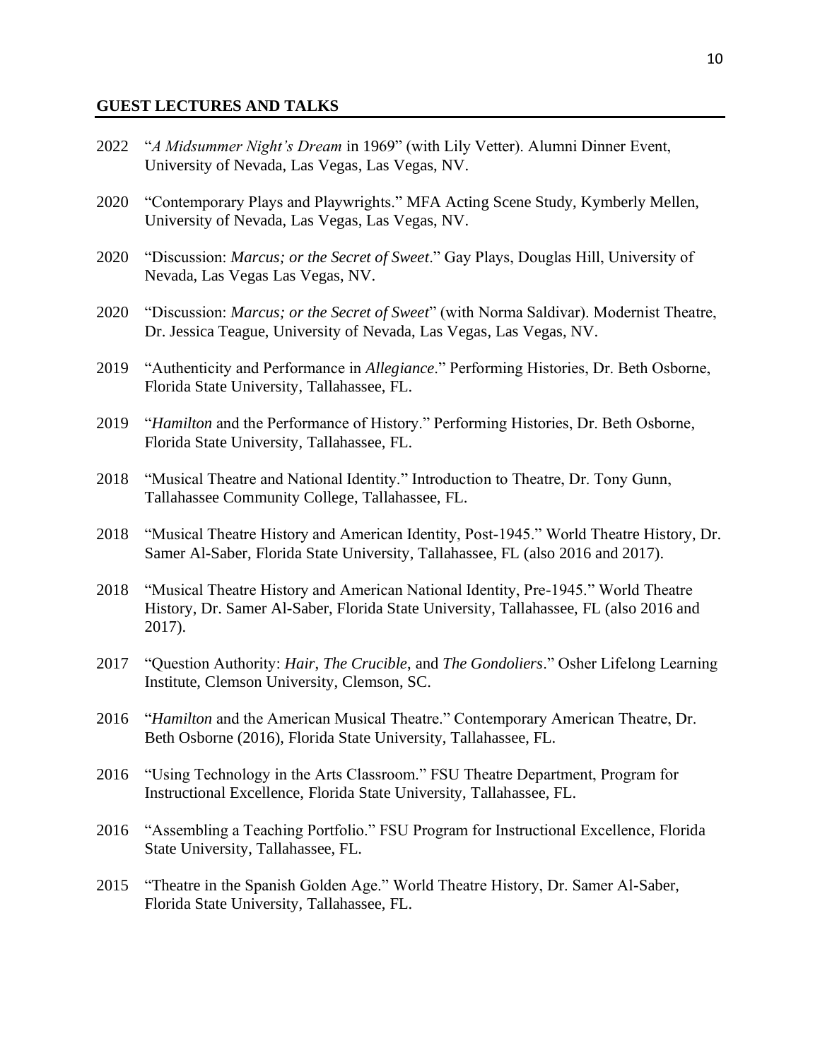## GUEST LECTURES AND TALKS

2022 "*A Midsummer Night's Dream* in 1969" (with Lily Vetter). Alumni Dinner Event, University of Nevada, Las Vegas, Las Vegas, NV.

2020 "Contemporary Plays and Playwrights." MFA Acting Scene Study, Kymberly Mellen, University of Nevada, Las Vegas, Las Vegas, NV.

2020 "Discussion: *Marcus; or the Secret of Sweet*." Gay Plays, Douglas Hill, University of Nevada, Las Vegas Las Vegas, NV.

2020 "Discussion: *Marcus; or the Secret of Sweet*" (with Norma Saldivar). Modernist Theatre, Dr. Jessica Teague, University of Nevada, Las Vegas, Las Vegas, NV.

2019 "Authenticity and Performance in *Allegiance*." Performing Histories, Dr. Beth Osborne, Florida State University, Tallahassee, FL.

2019 "*Hamilton* and the Performance of History." Performing Histories, Dr. Beth Osborne, Florida State University, Tallahassee, FL.

2018 "Musical Theatre and National Identity." Introduction to Theatre, Dr. Tony Gunn, Tallahassee Community College, Tallahassee, FL.

2018 "Musical Theatre History and American Identity, Post-1945." World Theatre History, Dr. Samer Al-Saber, Florida State University, Tallahassee, FL (also 2016 and 2017).

2018 "Musical Theatre History and American National Identity, Pre-1945." World Theatre History, Dr. Samer Al-Saber, Florida State University, Tallahassee, FL (also 2016 and 2017).

2017 "Question Authority: *Hair*, *The Crucible*, and *The Gondoliers*." Osher Lifelong Learning Institute, Clemson University, Clemson, SC.

2016 "*Hamilton* and the American Musical Theatre." Contemporary American Theatre, Dr. Beth Osborne (2016), Florida State University, Tallahassee, FL.

2016 "Using Technology in the Arts Classroom." FSU Theatre Department, Program for Instructional Excellence, Florida State University, Tallahassee, FL.

2016 "Assembling a Teaching Portfolio." FSU Program for Instructional Excellence, Florida State University, Tallahassee, FL.

2015 "Theatre in the Spanish Golden Age." World Theatre History, Dr. Samer Al-Saber, Florida State University, Tallahassee, FL.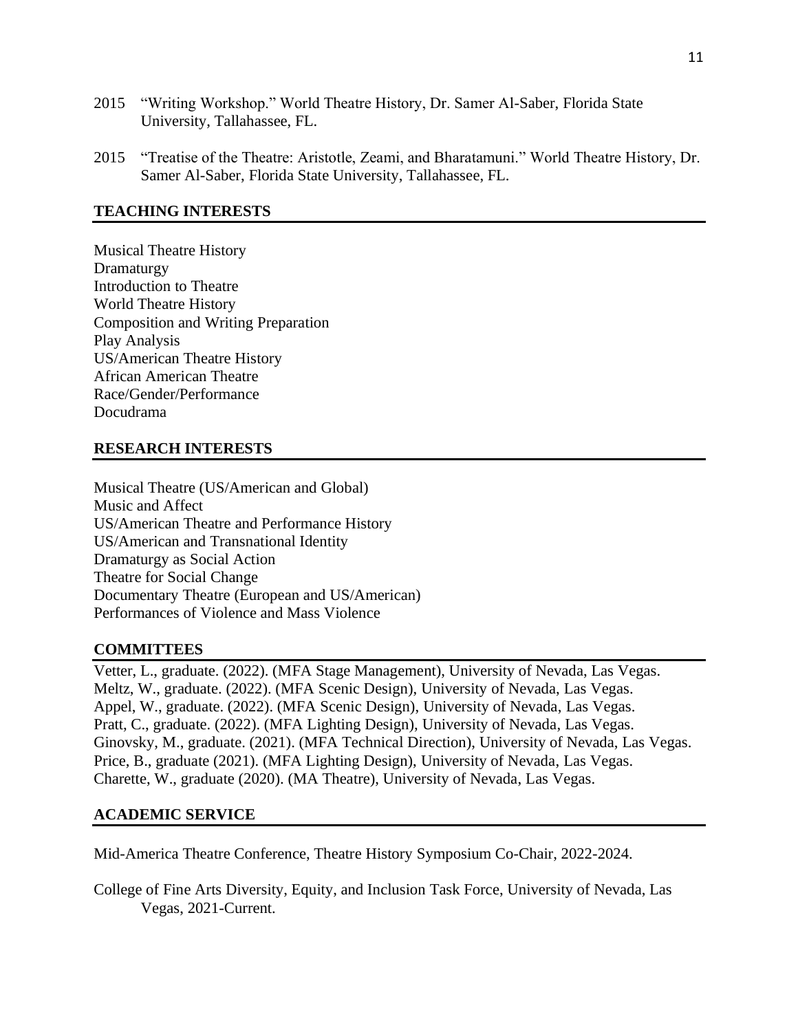2015 "Writing Workshop." World Theatre History, Dr. Samer Al-Saber, Florida State University, Tallahassee, FL.

2015 "Treatise of the Theatre: Aristotle, Zeami, and Bharatamuni." World Theatre History, Dr. Samer Al-Saber, Florida State University, Tallahassee, FL.

## TEACHING INTERESTS

Musical Theatre History
Dramaturgy
Introduction to Theatre
World Theatre History
Composition and Writing Preparation
Play Analysis
US/American Theatre History
African American Theatre
Race/Gender/Performance
Docudrama

## RESEARCH INTERESTS

Musical Theatre (US/American and Global)
Music and Affect
US/American Theatre and Performance History
US/American and Transnational Identity
Dramaturgy as Social Action
Theatre for Social Change
Documentary Theatre (European and US/American)
Performances of Violence and Mass Violence

## COMMITTEES

Vetter, L., graduate. (2022). (MFA Stage Management), University of Nevada, Las Vegas.
Meltz, W., graduate. (2022). (MFA Scenic Design), University of Nevada, Las Vegas.
Appel, W., graduate. (2022). (MFA Scenic Design), University of Nevada, Las Vegas.
Pratt, C., graduate. (2022). (MFA Lighting Design), University of Nevada, Las Vegas.
Ginovsky, M., graduate. (2021). (MFA Technical Direction), University of Nevada, Las Vegas.
Price, B., graduate (2021). (MFA Lighting Design), University of Nevada, Las Vegas.
Charette, W., graduate (2020). (MA Theatre), University of Nevada, Las Vegas.

## ACADEMIC SERVICE

Mid-America Theatre Conference, Theatre History Symposium Co-Chair, 2022-2024.

College of Fine Arts Diversity, Equity, and Inclusion Task Force, University of Nevada, Las Vegas, 2021-Current.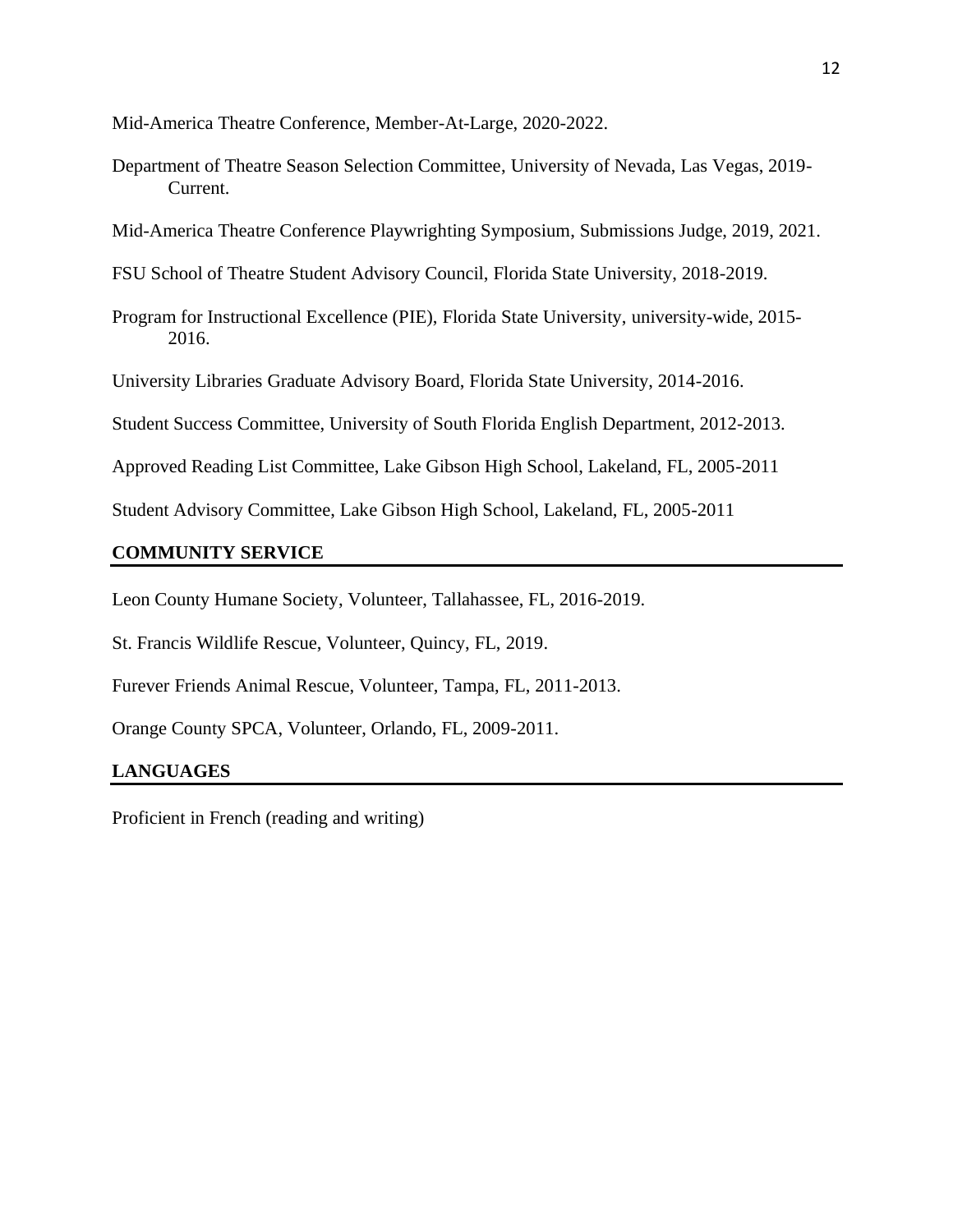Mid-America Theatre Conference, Member-At-Large, 2020-2022.

Department of Theatre Season Selection Committee, University of Nevada, Las Vegas, 2019-Current.

Mid-America Theatre Conference Playwrighting Symposium, Submissions Judge, 2019, 2021.

FSU School of Theatre Student Advisory Council, Florida State University, 2018-2019.

Program for Instructional Excellence (PIE), Florida State University, university-wide, 2015-2016.

University Libraries Graduate Advisory Board, Florida State University, 2014-2016.

Student Success Committee, University of South Florida English Department, 2012-2013.

Approved Reading List Committee, Lake Gibson High School, Lakeland, FL, 2005-2011

Student Advisory Committee, Lake Gibson High School, Lakeland, FL, 2005-2011

## COMMUNITY SERVICE

Leon County Humane Society, Volunteer, Tallahassee, FL, 2016-2019.

St. Francis Wildlife Rescue, Volunteer, Quincy, FL, 2019.

Furever Friends Animal Rescue, Volunteer, Tampa, FL, 2011-2013.

Orange County SPCA, Volunteer, Orlando, FL, 2009-2011.

## LANGUAGES

Proficient in French (reading and writing)